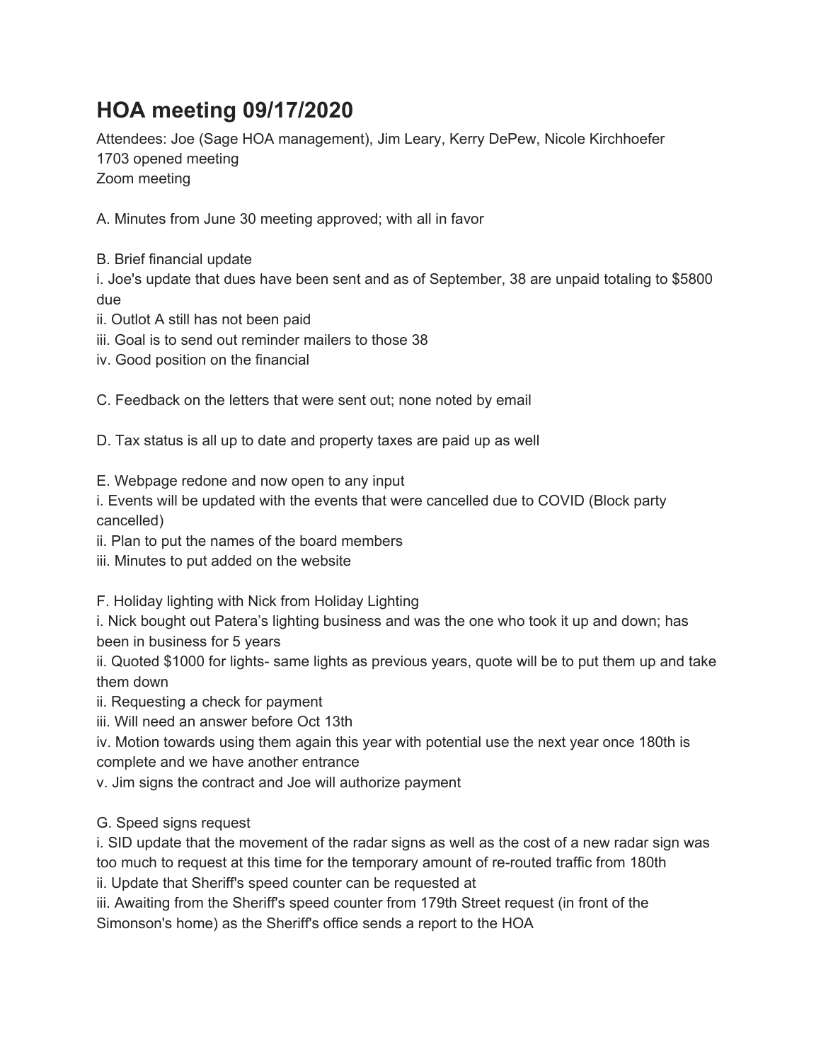# HOA meeting 09/17/2020

Attendees: Joe (Sage HOA management), Jim Leary, Kerry DePew, Nicole Kirchhoefer
1703 opened meeting
Zoom meeting

A. Minutes from June 30 meeting approved; with all in favor

B. Brief financial update
i. Joe's update that dues have been sent and as of September, 38 are unpaid totaling to $5800 due
ii. Outlot A still has not been paid
iii. Goal is to send out reminder mailers to those 38
iv. Good position on the financial

C. Feedback on the letters that were sent out; none noted by email

D. Tax status is all up to date and property taxes are paid up as well

E. Webpage redone and now open to any input
i. Events will be updated with the events that were cancelled due to COVID (Block party cancelled)
ii. Plan to put the names of the board members
iii. Minutes to put added on the website

F. Holiday lighting with Nick from Holiday Lighting
i. Nick bought out Patera's lighting business and was the one who took it up and down; has been in business for 5 years
ii. Quoted $1000 for lights- same lights as previous years, quote will be to put them up and take them down
ii. Requesting a check for payment
iii. Will need an answer before Oct 13th
iv. Motion towards using them again this year with potential use the next year once 180th is complete and we have another entrance
v. Jim signs the contract and Joe will authorize payment

G. Speed signs request
i. SID update that the movement of the radar signs as well as the cost of a new radar sign was too much to request at this time for the temporary amount of re-routed traffic from 180th
ii. Update that Sheriff's speed counter can be requested at
iii. Awaiting from the Sheriff's speed counter from 179th Street request (in front of the Simonson's home) as the Sheriff's office sends a report to the HOA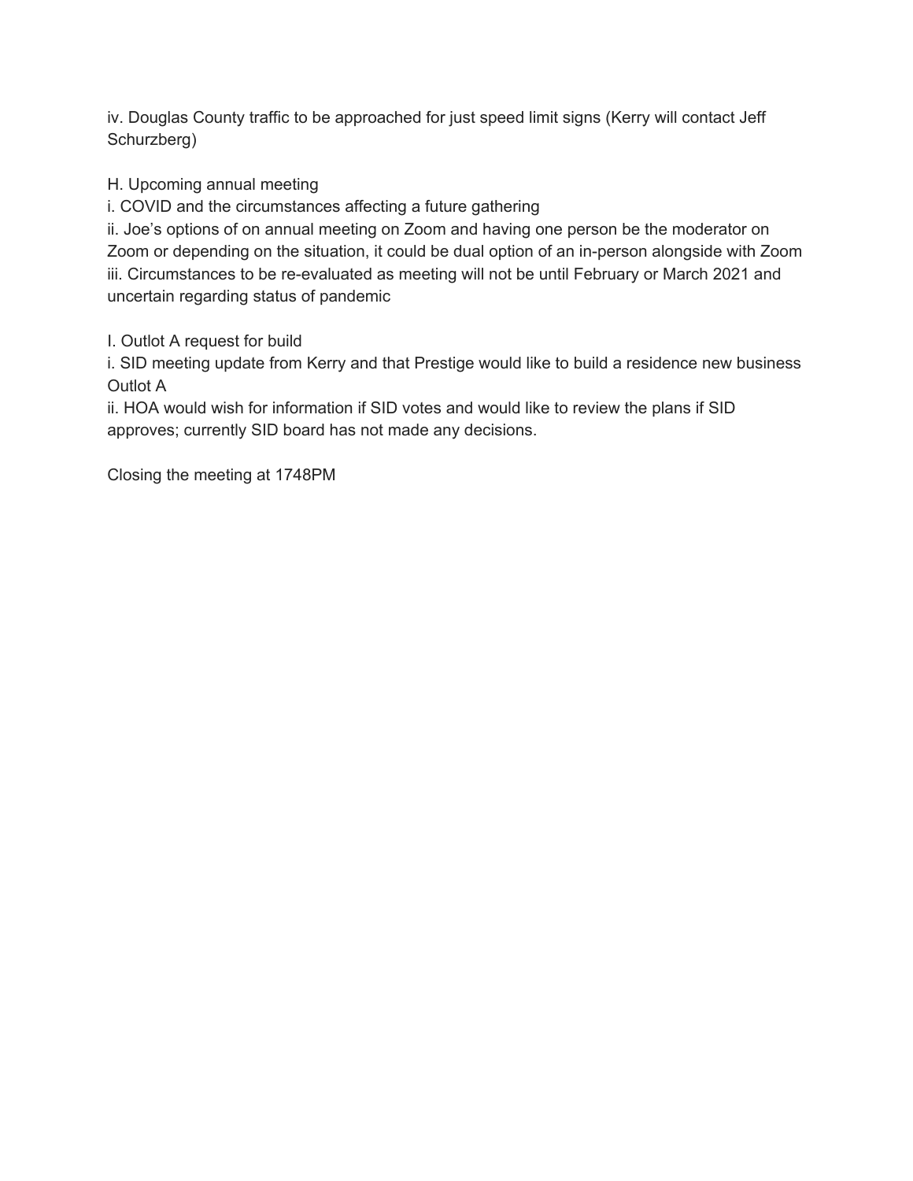iv. Douglas County traffic to be approached for just speed limit signs (Kerry will contact Jeff Schurzberg)

H. Upcoming annual meeting
i. COVID and the circumstances affecting a future gathering
ii. Joe's options of on annual meeting on Zoom and having one person be the moderator on Zoom or depending on the situation, it could be dual option of an in-person alongside with Zoom
iii. Circumstances to be re-evaluated as meeting will not be until February or March 2021 and uncertain regarding status of pandemic

I. Outlot A request for build
i. SID meeting update from Kerry and that Prestige would like to build a residence new business Outlot A
ii. HOA would wish for information if SID votes and would like to review the plans if SID approves; currently SID board has not made any decisions.

Closing the meeting at 1748PM